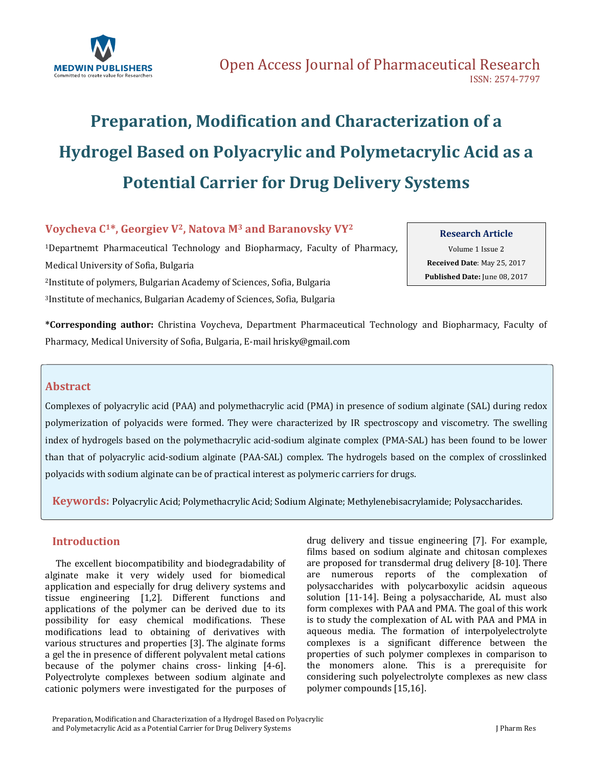# Preparation, Modification and Characterization of a Hydrogel Based on Polyacrylic and Polymetacrylic Acid as a Potential Carrier for Drug Delivery Systems

**Voycheva C[1]*, Georgiev V[2], Natova M[3] and Baranovsky VY[2]**

[1]Depratnemt Pharmaceutical Technology and Biopharmacy, Faculty of Pharmacy, Medical University of Sofia, Bulgaria

[2]Institute of polymers, Bulgarian Academy of Sciences, Sofia, Bulgaria

[3]Institute of mechanics, Bulgarian Academy of Sciences, Sofia, Bulgaria

**Research Article**

Volume 1 Issue 2

**Received Date**: May 25, 2017

**Published Date:** June 08, 2017

**\*Corresponding author:** Christina Voycheva, Department Pharmaceutical Technology and Biopharmacy, Faculty of Pharmacy, Medical University of Sofia, Bulgaria, E-mail hrisky@gmail.com

## Abstract

Complexes of polyacrylic acid (PAA) and polymethacrylic acid (PMA) in presence of sodium alginate (SAL) during redox polymerization of polyacids were formed. They were characterized by IR spectroscopy and viscometry. The swelling index of hydrogels based on the polymethacrylic acid-sodium alginate complex (PMA-SAL) has been found to be lower than that of polyacrylic acid-sodium alginate (PAA-SAL) complex. The hydrogels based on the complex of crosslinked polyacids with sodium alginate can be of practical interest as polymeric carriers for drugs.

**Keywords:** Polyacrylic Acid; Polymethacrylic Acid; Sodium Alginate; Methylenebisacrylamide; Polysaccharides.

## Introduction

The excellent biocompatibility and biodegradability of alginate make it very widely used for biomedical application and especially for drug delivery systems and tissue engineering [1,2]. Different functions and applications of the polymer can be derived due to its possibility for easy chemical modifications. These modifications lead to obtaining of derivatives with various structures and properties [3]. The alginate forms a gel the in presence of different polyvalent metal cations because of the polymer chains cross- linking [4-6]. Polyectrolyte complexes between sodium alginate and cationic polymers were investigated for the purposes of drug delivery and tissue engineering [7]. For example, films based on sodium alginate and chitosan complexes are proposed for transdermal drug delivery [8-10]. There are numerous reports of the complexation of polysaccharides with polycarboxylic acidsin aqueous solution [11-14]. Being a polysaccharide, AL must also form complexes with PAA and PMA. The goal of this work is to study the complexation of AL with PAA and PMA in aqueous media. The formation of interpolyelectrolyte complexes is a significant difference between the properties of such polymer complexes in comparison to the monomers alone. This is a prerequisite for considering such polyelectrolyte complexes as new class polymer compounds [15,16].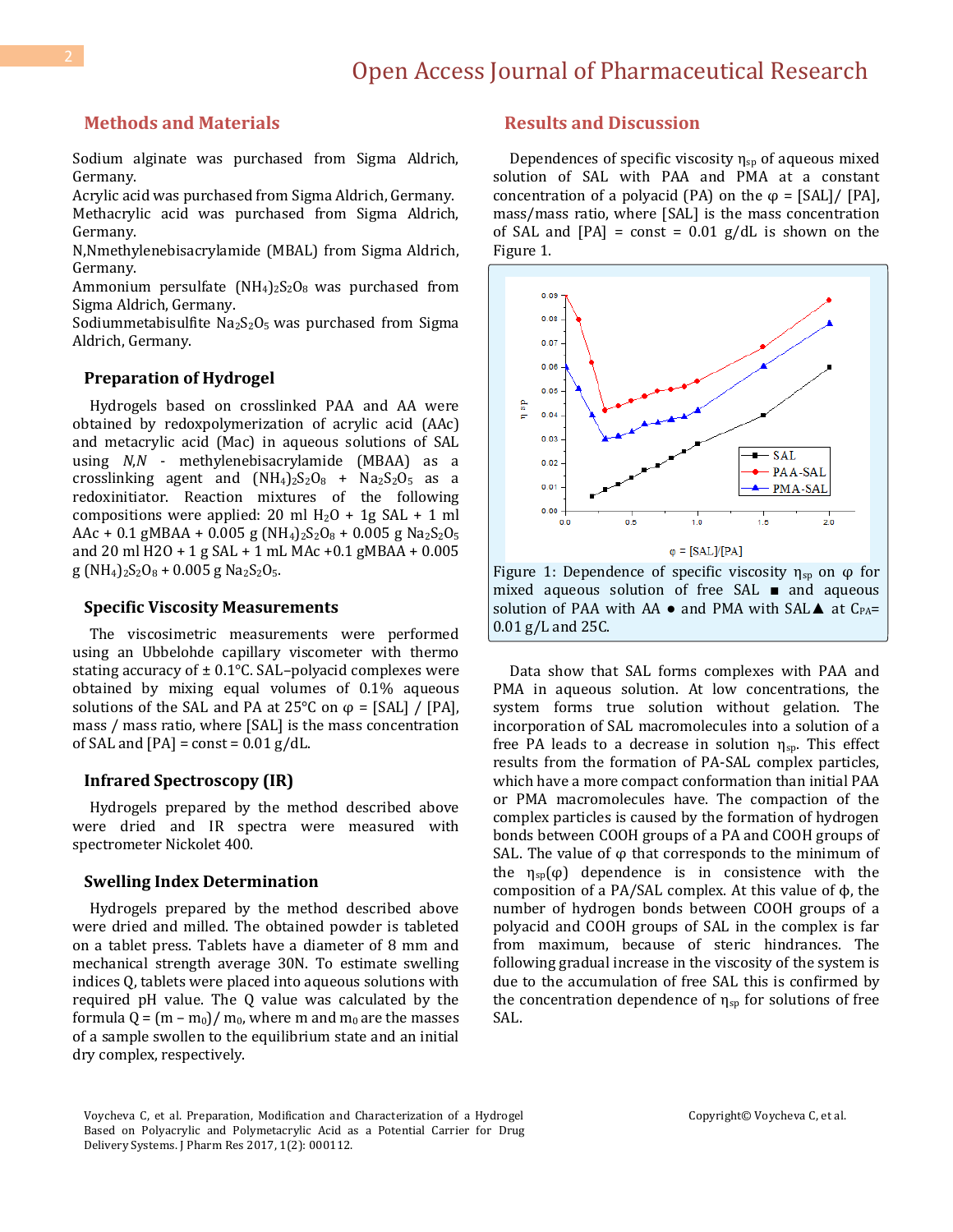## Methods and Materials

Sodium alginate was purchased from Sigma Aldrich, Germany.
Acrylic acid was purchased from Sigma Aldrich, Germany.
Methacrylic acid was purchased from Sigma Aldrich, Germany.
N,Nmethylenebisacrylamide (MBAL) from Sigma Aldrich, Germany.
Ammonium persulfate $(NH_4)_2S_2O_8$ was purchased from Sigma Aldrich, Germany.
Sodiummetabisulfite $Na_2S_2O_5$ was purchased from Sigma Aldrich, Germany.

### Preparation of Hydrogel

Hydrogels based on crosslinked PAA and AA were obtained by redoxpolymerization of acrylic acid (AAc) and metacrylic acid (Mac) in aqueous solutions of SAL using *N,N* - methylenebisacrylamide (MBAA) as a crosslinking agent and $(NH_4)_2S_2O_8$ + $Na_2S_2O_5$ as a redoxinitiator. Reaction mixtures of the following compositions were applied: 20 ml $H_2O$ + 1g SAL + 1 ml AAc + 0.1 gMBAA + 0.005 g $(NH_4)_2S_2O_8$ + 0.005 g $Na_2S_2O_5$ and 20 ml H2O + 1 g SAL + 1 mL MAc +0.1 gMBAA + 0.005 g $(NH_4)_2S_2O_8$ + 0.005 g $Na_2S_2O_5$.

### Specific Viscosity Measurements

The viscosimetric measurements were performed using an Ubbelohde capillary viscometer with thermo stating accuracy of ± 0.1°C. SAL–polyacid complexes were obtained by mixing equal volumes of 0.1% aqueous solutions of the SAL and PA at 25°C on $\varphi$ = [SAL] / [PA], mass / mass ratio, where [SAL] is the mass concentration of SAL and [PA] = const = 0.01 g/dL.

### Infrared Spectroscopy (IR)

Hydrogels prepared by the method described above were dried and IR spectra were measured with spectrometer Nickolet 400.

### Swelling Index Determination

Hydrogels prepared by the method described above were dried and milled. The obtained powder is tableted on a tablet press. Tablets have a diameter of 8 mm and mechanical strength average 30N. To estimate swelling indices Q, tablets were placed into aqueous solutions with required pH value. The Q value was calculated by the formula $Q = (m - m_0) / m_0$, where m and $m_0$ are the masses of a sample swollen to the equilibrium state and an initial dry complex, respectively.

## Results and Discussion

Dependences of specific viscosity $\eta_{sp}$ of aqueous mixed solution of SAL with PAA and PMA at a constant concentration of a polyacid (PA) on the $\varphi$ = [SAL]/ [PA], mass/mass ratio, where [SAL] is the mass concentration of SAL and [PA] = const = 0.01 g/dL is shown on the Figure 1.

Figure 1: Dependence of specific viscosity $\eta_{sp}$ on $\varphi$ for mixed aqueous solution of free SAL ■ and aqueous solution of PAA with AA ● and PMA with SAL▲ at $C_{PA}$= 0.01 g/L and 25C.

Data show that SAL forms complexes with PAA and PMA in aqueous solution. At low concentrations, the system forms true solution without gelation. The incorporation of SAL macromolecules into a solution of a free PA leads to a decrease in solution $\eta_{sp}$. This effect results from the formation of PA-SAL complex particles, which have a more compact conformation than initial PAA or PMA macromolecules have. The compaction of the complex particles is caused by the formation of hydrogen bonds between COOH groups of a PA and COOH groups of SAL. The value of $\varphi$ that corresponds to the minimum of the $\eta_{sp}(\varphi)$ dependence is in consistence with the composition of a PA/SAL complex. At this value of $\phi$, the number of hydrogen bonds between COOH groups of a polyacid and COOH groups of SAL in the complex is far from maximum, because of steric hindrances. The following gradual increase in the viscosity of the system is due to the accumulation of free SAL this is confirmed by the concentration dependence of $\eta_{sp}$ for solutions of free SAL.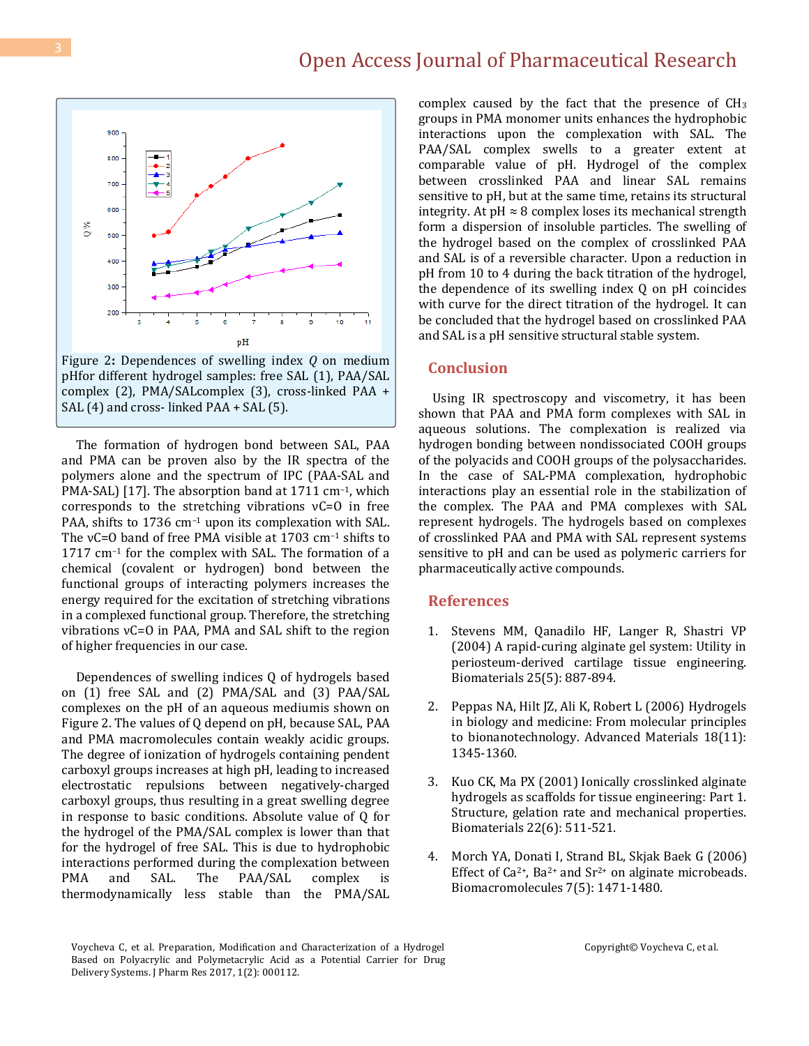Figure 2: Dependences of swelling index $Q$ on medium pHfor different hydrogel samples: free SAL (1), PAA/SAL complex (2), PMA/SALcomplex (3), cross-linked PAA + SAL (4) and cross- linked PAA + SAL (5).

The formation of hydrogen bond between SAL, PAA and PMA can be proven also by the IR spectra of the polymers alone and the spectrum of IPC (PAA-SAL and PMA-SAL) [17]. The absorption band at 1711 $cm^{-1}$, which corresponds to the stretching vibrations νC=O in free PAA, shifts to 1736 $cm^{-1}$ upon its complexation with SAL. The νC=O band of free PMA visible at 1703 $cm^{-1}$ shifts to 1717 $cm^{-1}$ for the complex with SAL. The formation of a chemical (covalent or hydrogen) bond between the functional groups of interacting polymers increases the energy required for the excitation of stretching vibrations in a complexed functional group. Therefore, the stretching vibrations νC=O in PAA, PMA and SAL shift to the region of higher frequencies in our case.

Dependences of swelling indices Q of hydrogels based on (1) free SAL and (2) PMA/SAL and (3) PAA/SAL complexes on the pH of an aqueous mediumis shown on Figure 2. The values of Q depend on pH, because SAL, PAA and PMA macromolecules contain weakly acidic groups. The degree of ionization of hydrogels containing pendent carboxyl groups increases at high pH, leading to increased electrostatic repulsions between negatively-charged carboxyl groups, thus resulting in a great swelling degree in response to basic conditions. Absolute value of Q for the hydrogel of the PMA/SAL complex is lower than that for the hydrogel of free SAL. This is due to hydrophobic interactions performed during the complexation between PMA and SAL. The PAA/SAL complex is thermodynamically less stable than the PMA/SAL complex caused by the fact that the presence of $CH_3$ groups in PMA monomer units enhances the hydrophobic interactions upon the complexation with SAL. The PAA/SAL complex swells to a greater extent at comparable value of pH. Hydrogel of the complex between crosslinked PAA and linear SAL remains sensitive to pH, but at the same time, retains its structural integrity. At pH ≈ 8 complex loses its mechanical strength form a dispersion of insoluble particles. The swelling of the hydrogel based on the complex of crosslinked PAA and SAL is of a reversible character. Upon a reduction in pH from 10 to 4 during the back titration of the hydrogel, the dependence of its swelling index Q on pH coincides with curve for the direct titration of the hydrogel. It can be concluded that the hydrogel based on crosslinked PAA and SAL is a pH sensitive structural stable system.

## Conclusion

Using IR spectroscopy and viscometry, it has been shown that PAA and PMA form complexes with SAL in aqueous solutions. The complexation is realized via hydrogen bonding between nondissociated COOH groups of the polyacids and COOH groups of the polysaccharides. In the case of SAL-PMA complexation, hydrophobic interactions play an essential role in the stabilization of the complex. The PAA and PMA complexes with SAL represent hydrogels. The hydrogels based on complexes of crosslinked PAA and PMA with SAL represent systems sensitive to pH and can be used as polymeric carriers for pharmaceutically active compounds.

## References

1. Stevens MM, Qanadilo HF, Langer R, Shastri VP (2004) A rapid-curing alginate gel system: Utility in periosteum-derived cartilage tissue engineering. Biomaterials 25(5): 887-894.

2. Peppas NA, Hilt JZ, Ali K, Robert L (2006) Hydrogels in biology and medicine: From molecular principles to bionanotechnology. Advanced Materials 18(11): 1345-1360.

3. Kuo CK, Ma PX (2001) Ionically crosslinked alginate hydrogels as scaffolds for tissue engineering: Part 1. Structure, gelation rate and mechanical properties. Biomaterials 22(6): 511-521.

4. Morch YA, Donati I, Strand BL, Skjak Baek G (2006) Effect of $Ca^{2+}$, $Ba^{2+}$ and $Sr^{2+}$ on alginate microbeads. Biomacromolecules 7(5): 1471-1480.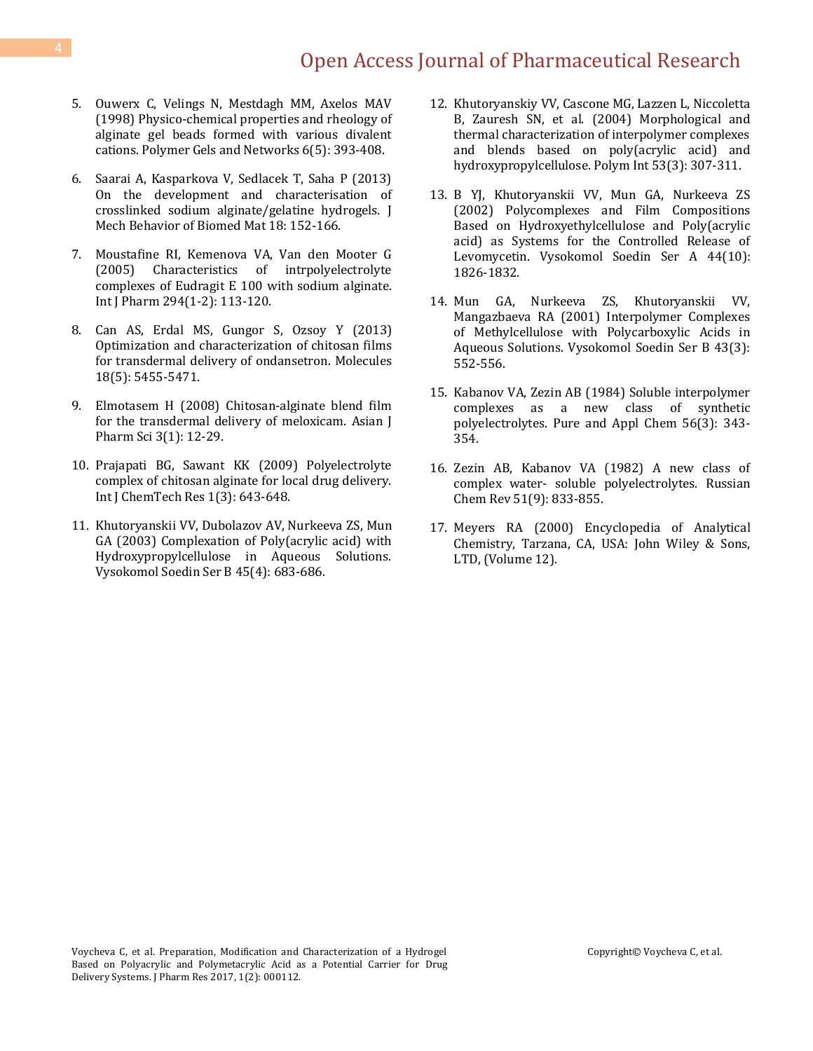5. Ouwerx C, Velings N, Mestdagh MM, Axelos MAV (1998) Physico-chemical properties and rheology of alginate gel beads formed with various divalent cations. Polymer Gels and Networks 6(5): 393-408.

6. Saarai A, Kasparkova V, Sedlacek T, Saha P (2013) On the development and characterisation of crosslinked sodium alginate/gelatine hydrogels. J Mech Behavior of Biomed Mat 18: 152-166.

7. Moustafine RI, Kemenova VA, Van den Mooter G (2005) Characteristics of intrpolyelectrolyte complexes of Eudragit E 100 with sodium alginate. Int J Pharm 294(1-2): 113-120.

8. Can AS, Erdal MS, Gungor S, Ozsoy Y (2013) Optimization and characterization of chitosan films for transdermal delivery of ondansetron. Molecules 18(5): 5455-5471.

9. Elmotasem H (2008) Chitosan-alginate blend film for the transdermal delivery of meloxicam. Asian J Pharm Sci 3(1): 12-29.

10. Prajapati BG, Sawant KK (2009) Polyelectrolyte complex of chitosan alginate for local drug delivery. Int J ChemTech Res 1(3): 643-648.

11. Khutoryanskii VV, Dubolazov AV, Nurkeeva ZS, Mun GA (2003) Complexation of Poly(acrylic acid) with Hydroxypropylcellulose in Aqueous Solutions. Vysokomol Soedin Ser B 45(4): 683-686.

12. Khutoryanskiy VV, Cascone MG, Lazzen L, Niccoletta B, Zauresh SN, et al. (2004) Morphological and thermal characterization of interpolymer complexes and blends based on poly(acrylic acid) and hydroxypropylcellulose. Polym Int 53(3): 307-311.

13. B YJ, Khutoryanskii VV, Mun GA, Nurkeeva ZS (2002) Polycomplexes and Film Compositions Based on Hydroxyethylcellulose and Poly(acrylic acid) as Systems for the Controlled Release of Levomycetin. Vysokomol Soedin Ser A 44(10): 1826-1832.

14. Mun GA, Nurkeeva ZS, Khutoryanskii VV, Mangazbaeva RA (2001) Interpolymer Complexes of Methylcellulose with Polycarboxylic Acids in Aqueous Solutions. Vysokomol Soedin Ser B 43(3): 552-556.

15. Kabanov VA, Zezin AB (1984) Soluble interpolymer complexes as a new class of synthetic polyelectrolytes. Pure and Appl Chem 56(3): 343-354.

16. Zezin AB, Kabanov VA (1982) A new class of complex water- soluble polyelectrolytes. Russian Chem Rev 51(9): 833-855.

17. Meyers RA (2000) Encyclopedia of Analytical Chemistry, Tarzana, CA, USA: John Wiley & Sons, LTD, (Volume 12).